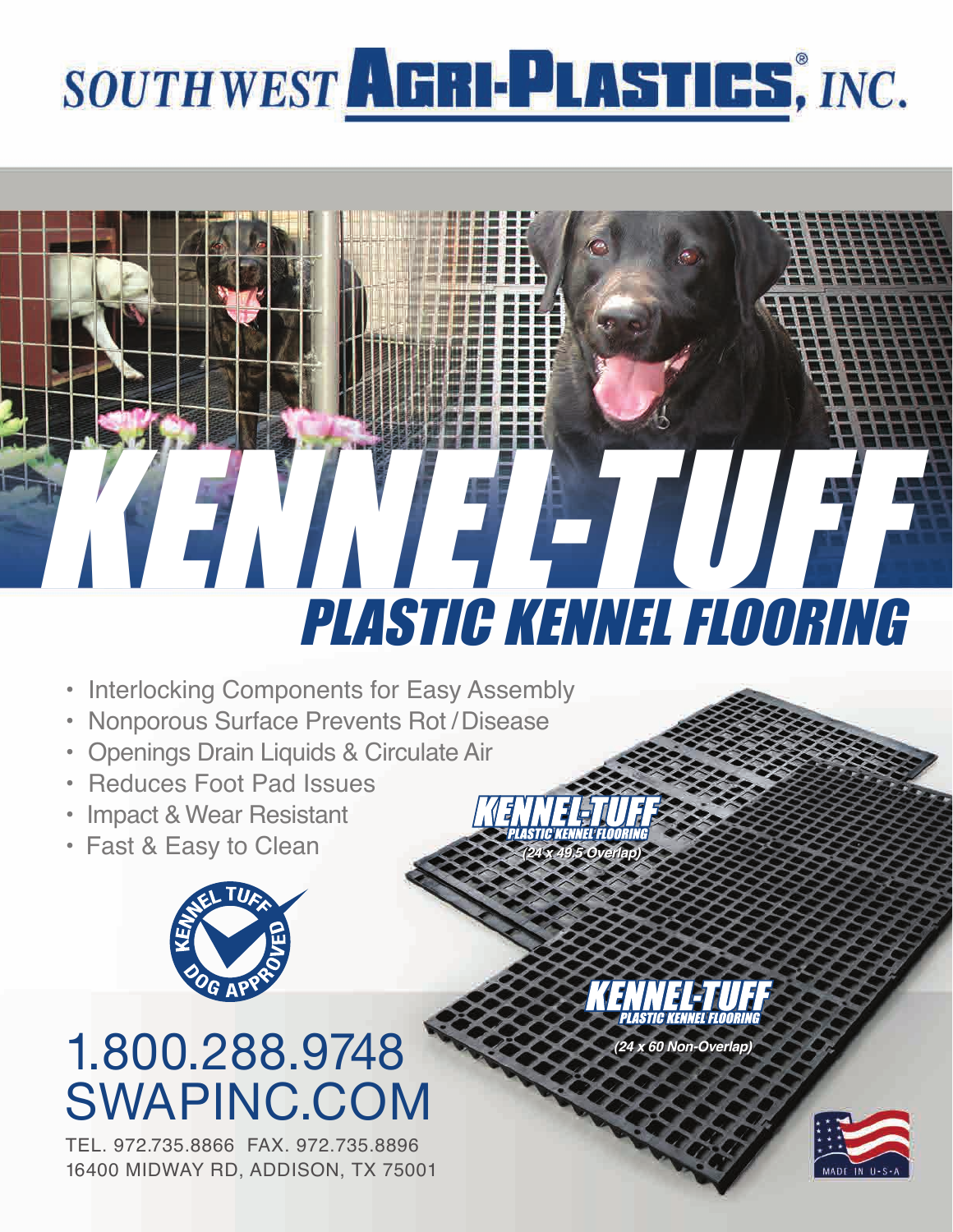# SOUTHWEST AGRI-PLASTICS®, INC.

# KENNEL-TUFF

## PLASTIC KENNEL FLOORING

- Interlocking Components for Easy Assembly
- Nonporous Surface Prevents Rot / Disease
- Openings Drain Liquids & Circulate Air
- Reduces Foot Pad Issues
- Impact & Wear Resistant
- Fast & Easy to Clean

**KENNEL-TUFF**
*PLASTIC KENNEL FLOORING*
*(24 x 49.5 Overlap)*

**KENNEL-TUFF**
*PLASTIC KENNEL FLOORING*
*(24 x 60 Non-Overlap)*

KENNEL TUFF DOG APPROVED

# 1.800.288.9748
# SWAPINC.COM

TEL. 972.735.8866 FAX. 972.735.8896
16400 MIDWAY RD, ADDISON, TX 75001

MADE IN U-S-A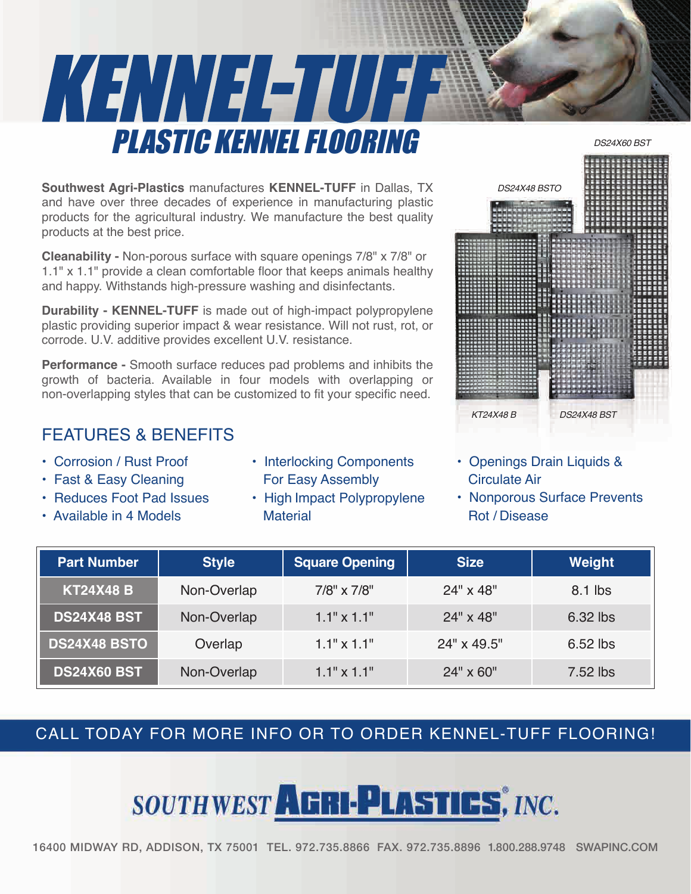# KENNEL-TUFF

## PLASTIC KENNEL FLOORING

DS24X60 BST

DS24X48 BSTO

KT24X48 B

DS24X48 BST

**Southwest Agri-Plastics** manufactures **KENNEL-TUFF** in Dallas, TX and have over three decades of experience in manufacturing plastic products for the agricultural industry. We manufacture the best quality products at the best price.

**Cleanability -** Non-porous surface with square openings 7/8" x 7/8" or 1.1" x 1.1" provide a clean comfortable floor that keeps animals healthy and happy. Withstands high-pressure washing and disinfectants.

**Durability - KENNEL-TUFF** is made out of high-impact polypropylene plastic providing superior impact & wear resistance. Will not rust, rot, or corrode. U.V. additive provides excellent U.V. resistance.

**Performance -** Smooth surface reduces pad problems and inhibits the growth of bacteria. Available in four models with overlapping or non-overlapping styles that can be customized to fit your specific need.

## FEATURES & BENEFITS

- Corrosion / Rust Proof
- Fast & Easy Cleaning
- Reduces Foot Pad Issues
- Available in 4 Models
- Interlocking Components For Easy Assembly
- High Impact Polypropylene Material
- Openings Drain Liquids & Circulate Air
- Nonporous Surface Prevents Rot / Disease

| Part Number | Style | Square Opening | Size | Weight |
|---|---|---|---|---|
| KT24X48 B | Non-Overlap | 7/8" x 7/8" | 24" x 48" | 8.1 lbs |
| DS24X48 BST | Non-Overlap | 1.1" x 1.1" | 24" x 48" | 6.32 lbs |
| DS24X48 BSTO | Overlap | 1.1" x 1.1" | 24" x 49.5" | 6.52 lbs |
| DS24X60 BST | Non-Overlap | 1.1" x 1.1" | 24" x 60" | 7.52 lbs |

CALL TODAY FOR MORE INFO OR TO ORDER KENNEL-TUFF FLOORING!

SOUTHWEST AGRI-PLASTICS®, INC.

16400 MIDWAY RD, ADDISON, TX 75001 TEL. 972.735.8866 FAX. 972.735.8896 1.800.288.9748 SWAPINC.COM